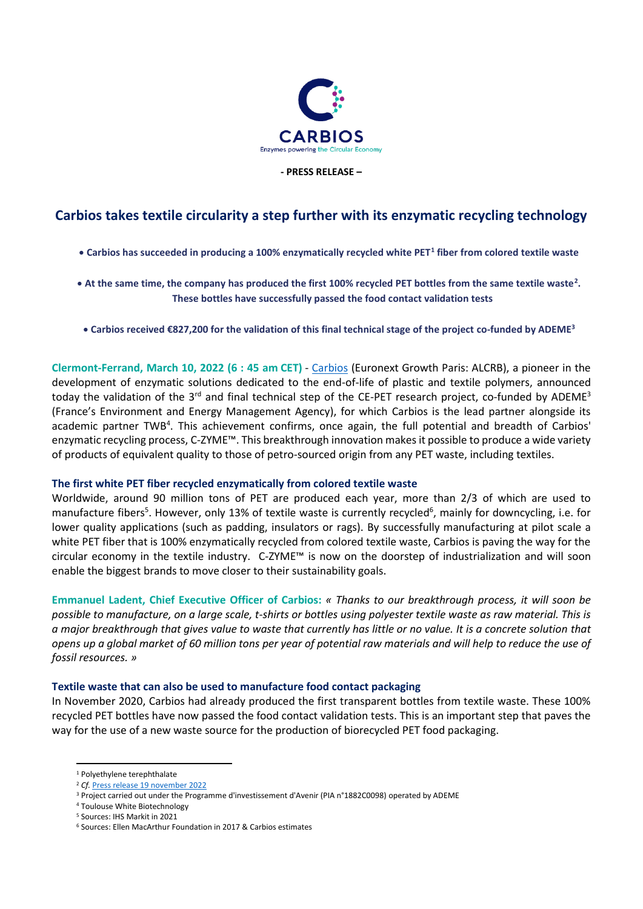CARBIOS

Enzymes powering the Circular Economy

**- PRESS RELEASE –**

# Carbios takes textile circularity a step further with its enzymatic recycling technology

- **Carbios has succeeded in producing a 100% enzymatically recycled white PET[1] fiber from colored textile waste**
- **At the same time, the company has produced the first 100% recycled PET bottles from the same textile waste[2]. These bottles have successfully passed the food contact validation tests**
- **Carbios received €827,200 for the validation of this final technical stage of the project co-funded by ADEME[3]**

**Clermont-Ferrand, March 10, 2022 (6 : 45 am CET)** - Carbios (Euronext Growth Paris: ALCRB), a pioneer in the development of enzymatic solutions dedicated to the end-of-life of plastic and textile polymers, announced today the validation of the 3rd and final technical step of the CE-PET research project, co-funded by ADEME[3] (France's Environment and Energy Management Agency), for which Carbios is the lead partner alongside its academic partner TWB[4]. This achievement confirms, once again, the full potential and breadth of Carbios' enzymatic recycling process, C-ZYME™. This breakthrough innovation makes it possible to produce a wide variety of products of equivalent quality to those of petro-sourced origin from any PET waste, including textiles.

## The first white PET fiber recycled enzymatically from colored textile waste

Worldwide, around 90 million tons of PET are produced each year, more than 2/3 of which are used to manufacture fibers[5]. However, only 13% of textile waste is currently recycled[6], mainly for downcycling, i.e. for lower quality applications (such as padding, insulators or rags). By successfully manufacturing at pilot scale a white PET fiber that is 100% enzymatically recycled from colored textile waste, Carbios is paving the way for the circular economy in the textile industry. C-ZYME™ is now on the doorstep of industrialization and will soon enable the biggest brands to move closer to their sustainability goals.

**Emmanuel Ladent, Chief Executive Officer of Carbios:** *« Thanks to our breakthrough process, it will soon be possible to manufacture, on a large scale, t-shirts or bottles using polyester textile waste as raw material. This is a major breakthrough that gives value to waste that currently has little or no value. It is a concrete solution that opens up a global market of 60 million tons per year of potential raw materials and will help to reduce the use of fossil resources. »*

## Textile waste that can also be used to manufacture food contact packaging

In November 2020, Carbios had already produced the first transparent bottles from textile waste. These 100% recycled PET bottles have now passed the food contact validation tests. This is an important step that paves the way for the use of a new waste source for the production of biorecycled PET food packaging.

---

[1] Polyethylene terephthalate

[2] *Cf.* Press release 19 november 2022

[3] Project carried out under the Programme d'investissement d'Avenir (PIA n°1882C0098) operated by ADEME

[4] Toulouse White Biotechnology

[5] Sources: IHS Markit in 2021

[6] Sources: Ellen MacArthur Foundation in 2017 & Carbios estimates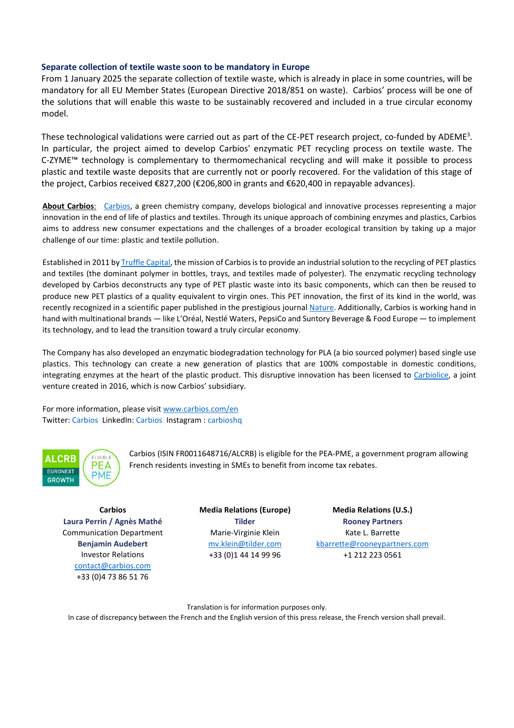### Separate collection of textile waste soon to be mandatory in Europe

From 1 January 2025 the separate collection of textile waste, which is already in place in some countries, will be mandatory for all EU Member States (European Directive 2018/851 on waste). Carbios' process will be one of the solutions that will enable this waste to be sustainably recovered and included in a true circular economy model.

These technological validations were carried out as part of the CE-PET research project, co-funded by ADEME[3]. In particular, the project aimed to develop Carbios' enzymatic PET recycling process on textile waste. The C-ZYME™ technology is complementary to thermomechanical recycling and will make it possible to process plastic and textile waste deposits that are currently not or poorly recovered. For the validation of this stage of the project, Carbios received €827,200 (€206,800 in grants and €620,400 in repayable advances).

**About Carbios**: Carbios, a green chemistry company, develops biological and innovative processes representing a major innovation in the end of life of plastics and textiles. Through its unique approach of combining enzymes and plastics, Carbios aims to address new consumer expectations and the challenges of a broader ecological transition by taking up a major challenge of our time: plastic and textile pollution.

Established in 2011 by Truffle Capital, the mission of Carbios is to provide an industrial solution to the recycling of PET plastics and textiles (the dominant polymer in bottles, trays, and textiles made of polyester). The enzymatic recycling technology developed by Carbios deconstructs any type of PET plastic waste into its basic components, which can then be reused to produce new PET plastics of a quality equivalent to virgin ones. This PET innovation, the first of its kind in the world, was recently recognized in a scientific paper published in the prestigious journal Nature. Additionally, Carbios is working hand in hand with multinational brands — like L'Oréal, Nestlé Waters, PepsiCo and Suntory Beverage & Food Europe — to implement its technology, and to lead the transition toward a truly circular economy.

The Company has also developed an enzymatic biodegradation technology for PLA (a bio sourced polymer) based single use plastics. This technology can create a new generation of plastics that are 100% compostable in domestic conditions, integrating enzymes at the heart of the plastic product. This disruptive innovation has been licensed to Carbiolice, a joint venture created in 2016, which is now Carbios' subsidiary.

For more information, please visit www.carbios.com/en
Twitter: Carbios LinkedIn: Carbios Instagram : carbioshq

ALCRB EURONEXT GROWTH — ELIGIBLE PEA PME

Carbios (ISIN FR0011648716/ALCRB) is eligible for the PEA-PME, a government program allowing French residents investing in SMEs to benefit from income tax rebates.

| Carbios | Media Relations (Europe) | Media Relations (U.S.) |
|---|---|---|
| **Laura Perrin / Agnès Mathé** | **Tilder** | **Rooney Partners** |
| Communication Department | Marie-Virginie Klein | Kate L. Barrette |
| **Benjamin Audebert** | mv.klein@tilder.com | kbarrette@rooneypartners.com |
| Investor Relations | +33 (0)1 44 14 99 96 | +1 212 223 0561 |
| contact@carbios.com | | |
| +33 (0)4 73 86 51 76 | | |

Translation is for information purposes only.
In case of discrepancy between the French and the English version of this press release, the French version shall prevail.